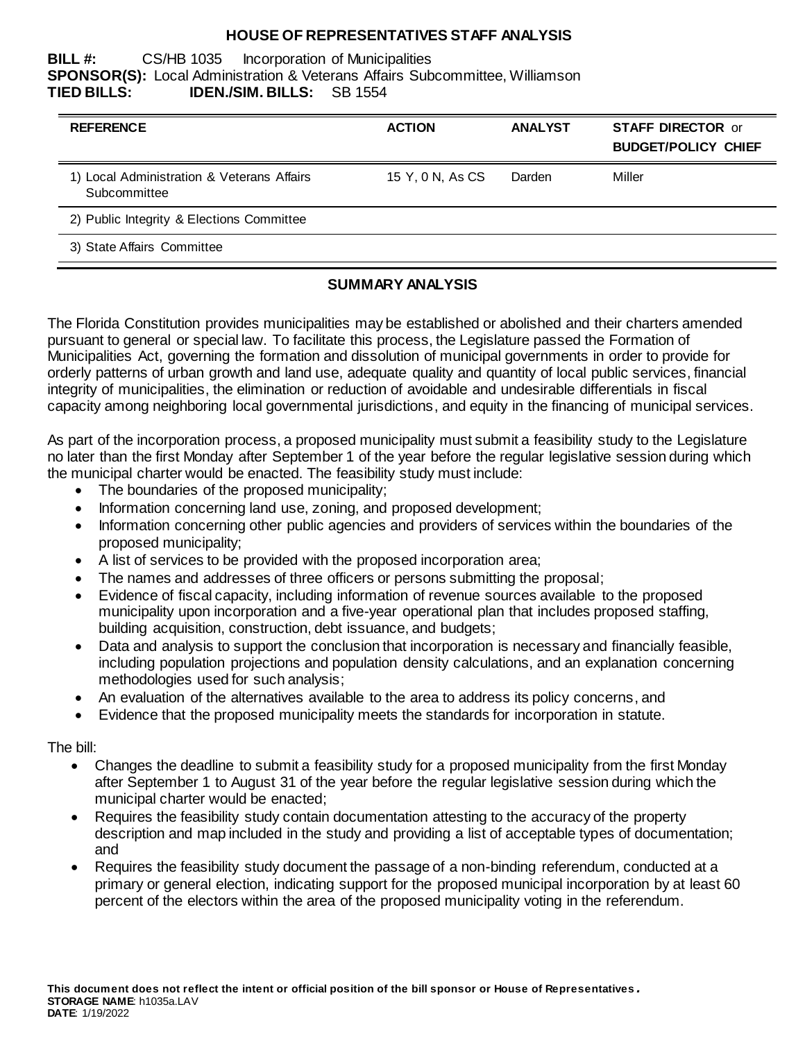# HOUSE OF REPRESENTATIVES STAFF ANALYSIS

**BILL #:** CS/HB 1035 Incorporation of Municipalities
**SPONSOR(S):** Local Administration & Veterans Affairs Subcommittee, Williamson
**TIED BILLS:** **IDEN./SIM. BILLS:** SB 1554

| REFERENCE | ACTION | ANALYST | STAFF DIRECTOR or BUDGET/POLICY CHIEF |
|---|---|---|---|
| 1) Local Administration & Veterans Affairs Subcommittee | 15 Y, 0 N, As CS | Darden | Miller |
| 2) Public Integrity & Elections Committee | | | |
| 3) State Affairs Committee | | | |

## SUMMARY ANALYSIS

The Florida Constitution provides municipalities may be established or abolished and their charters amended pursuant to general or special law. To facilitate this process, the Legislature passed the Formation of Municipalities Act, governing the formation and dissolution of municipal governments in order to provide for orderly patterns of urban growth and land use, adequate quality and quantity of local public services, financial integrity of municipalities, the elimination or reduction of avoidable and undesirable differentials in fiscal capacity among neighboring local governmental jurisdictions, and equity in the financing of municipal services.

As part of the incorporation process, a proposed municipality must submit a feasibility study to the Legislature no later than the first Monday after September 1 of the year before the regular legislative session during which the municipal charter would be enacted. The feasibility study must include:

- The boundaries of the proposed municipality;
- Information concerning land use, zoning, and proposed development;
- Information concerning other public agencies and providers of services within the boundaries of the proposed municipality;
- A list of services to be provided with the proposed incorporation area;
- The names and addresses of three officers or persons submitting the proposal;
- Evidence of fiscal capacity, including information of revenue sources available to the proposed municipality upon incorporation and a five-year operational plan that includes proposed staffing, building acquisition, construction, debt issuance, and budgets;
- Data and analysis to support the conclusion that incorporation is necessary and financially feasible, including population projections and population density calculations, and an explanation concerning methodologies used for such analysis;
- An evaluation of the alternatives available to the area to address its policy concerns, and
- Evidence that the proposed municipality meets the standards for incorporation in statute.

The bill:

- Changes the deadline to submit a feasibility study for a proposed municipality from the first Monday after September 1 to August 31 of the year before the regular legislative session during which the municipal charter would be enacted;
- Requires the feasibility study contain documentation attesting to the accuracy of the property description and map included in the study and providing a list of acceptable types of documentation; and
- Requires the feasibility study document the passage of a non-binding referendum, conducted at a primary or general election, indicating support for the proposed municipal incorporation by at least 60 percent of the electors within the area of the proposed municipality voting in the referendum.

**This document does not reflect the intent or official position of the bill sponsor or House of Representatives.**
**STORAGE NAME**: h1035a.LAV
**DATE**: 1/19/2022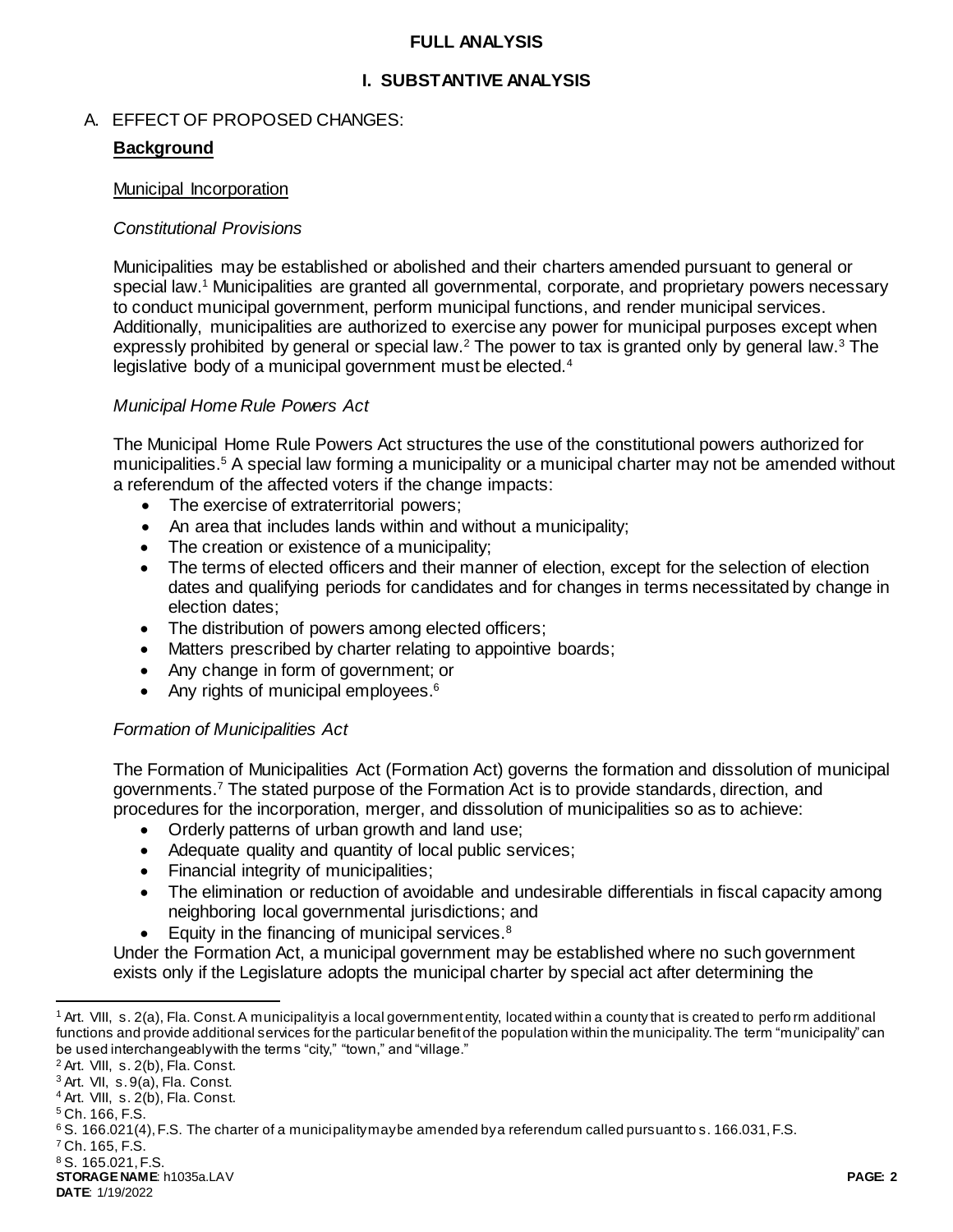**FULL ANALYSIS**

**I. SUBSTANTIVE ANALYSIS**

A. EFFECT OF PROPOSED CHANGES:

**Background**

Municipal Incorporation

*Constitutional Provisions*

Municipalities may be established or abolished and their charters amended pursuant to general or special law.[1] Municipalities are granted all governmental, corporate, and proprietary powers necessary to conduct municipal government, perform municipal functions, and render municipal services. Additionally, municipalities are authorized to exercise any power for municipal purposes except when expressly prohibited by general or special law.[2] The power to tax is granted only by general law.[3] The legislative body of a municipal government must be elected.[4]

*Municipal Home Rule Powers Act*

The Municipal Home Rule Powers Act structures the use of the constitutional powers authorized for municipalities.[5] A special law forming a municipality or a municipal charter may not be amended without a referendum of the affected voters if the change impacts:

- The exercise of extraterritorial powers;
- An area that includes lands within and without a municipality;
- The creation or existence of a municipality;
- The terms of elected officers and their manner of election, except for the selection of election dates and qualifying periods for candidates and for changes in terms necessitated by change in election dates;
- The distribution of powers among elected officers;
- Matters prescribed by charter relating to appointive boards;
- Any change in form of government; or
- Any rights of municipal employees.[6]

*Formation of Municipalities Act*

The Formation of Municipalities Act (Formation Act) governs the formation and dissolution of municipal governments.[7] The stated purpose of the Formation Act is to provide standards, direction, and procedures for the incorporation, merger, and dissolution of municipalities so as to achieve:

- Orderly patterns of urban growth and land use;
- Adequate quality and quantity of local public services;
- Financial integrity of municipalities;
- The elimination or reduction of avoidable and undesirable differentials in fiscal capacity among neighboring local governmental jurisdictions; and
- Equity in the financing of municipal services.[8]

Under the Formation Act, a municipal government may be established where no such government exists only if the Legislature adopts the municipal charter by special act after determining the

---

[1] Art. VIII, s. 2(a), Fla. Const. A municipality is a local government entity, located within a county that is created to perform additional functions and provide additional services for the particular benefit of the population within the municipality. The term "municipality" can be used interchangeably with the terms "city," "town," and "village."

[2] Art. VIII, s. 2(b), Fla. Const.

[3] Art. VII, s. 9(a), Fla. Const.

[4] Art. VIII, s. 2(b), Fla. Const.

[5] Ch. 166, F.S.

[6] S. 166.021(4), F.S. The charter of a municipality may be amended by a referendum called pursuant to s. 166.031, F.S.

[7] Ch. 165, F.S.

[8] S. 165.021, F.S.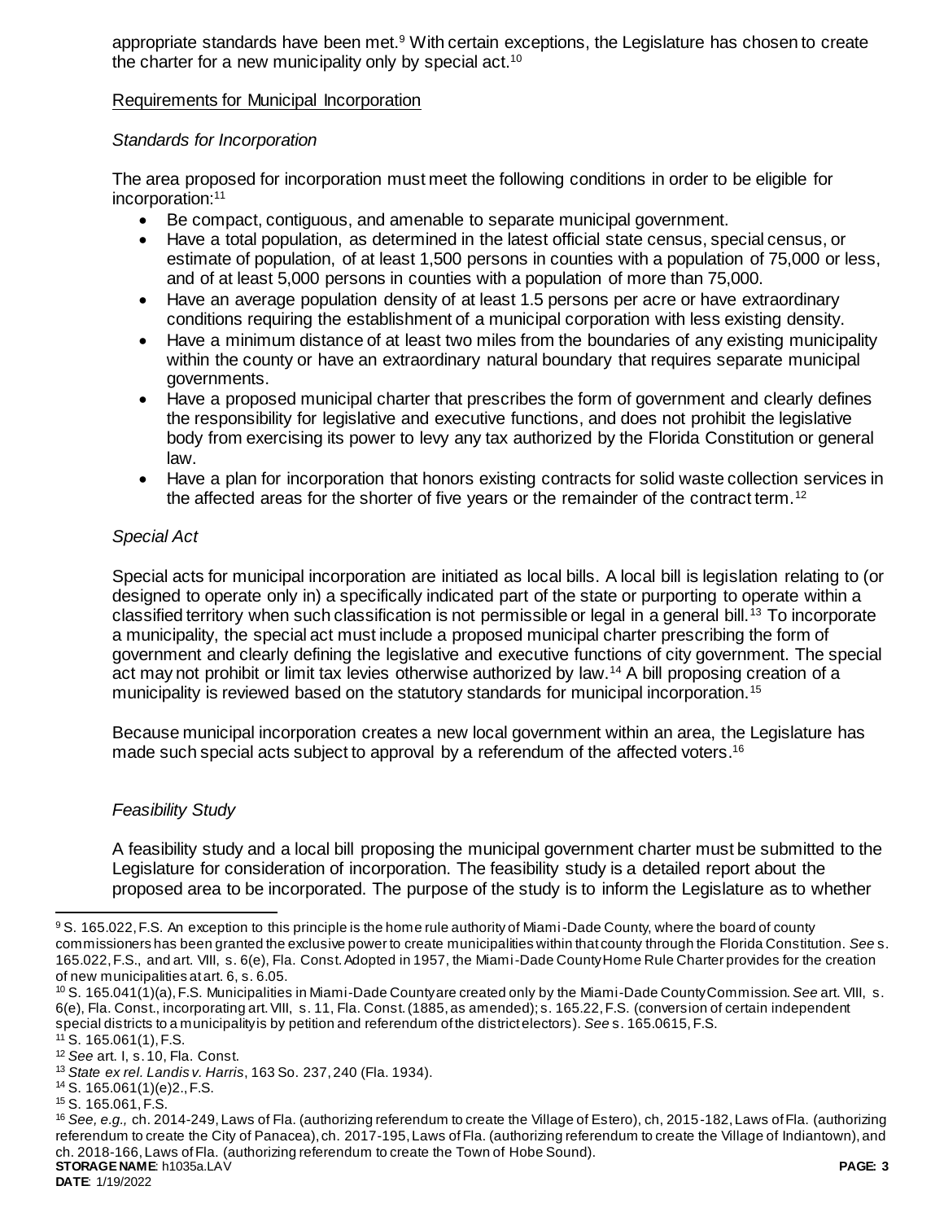appropriate standards have been met.[9] With certain exceptions, the Legislature has chosen to create the charter for a new municipality only by special act.[10]

## Requirements for Municipal Incorporation

### *Standards for Incorporation*

The area proposed for incorporation must meet the following conditions in order to be eligible for incorporation:[11]

- Be compact, contiguous, and amenable to separate municipal government.
- Have a total population, as determined in the latest official state census, special census, or estimate of population, of at least 1,500 persons in counties with a population of 75,000 or less, and of at least 5,000 persons in counties with a population of more than 75,000.
- Have an average population density of at least 1.5 persons per acre or have extraordinary conditions requiring the establishment of a municipal corporation with less existing density.
- Have a minimum distance of at least two miles from the boundaries of any existing municipality within the county or have an extraordinary natural boundary that requires separate municipal governments.
- Have a proposed municipal charter that prescribes the form of government and clearly defines the responsibility for legislative and executive functions, and does not prohibit the legislative body from exercising its power to levy any tax authorized by the Florida Constitution or general law.
- Have a plan for incorporation that honors existing contracts for solid waste collection services in the affected areas for the shorter of five years or the remainder of the contract term.[12]

### *Special Act*

Special acts for municipal incorporation are initiated as local bills. A local bill is legislation relating to (or designed to operate only in) a specifically indicated part of the state or purporting to operate within a classified territory when such classification is not permissible or legal in a general bill.[13] To incorporate a municipality, the special act must include a proposed municipal charter prescribing the form of government and clearly defining the legislative and executive functions of city government. The special act may not prohibit or limit tax levies otherwise authorized by law.[14] A bill proposing creation of a municipality is reviewed based on the statutory standards for municipal incorporation.[15]

Because municipal incorporation creates a new local government within an area, the Legislature has made such special acts subject to approval by a referendum of the affected voters.[16]

### *Feasibility Study*

A feasibility study and a local bill proposing the municipal government charter must be submitted to the Legislature for consideration of incorporation. The feasibility study is a detailed report about the proposed area to be incorporated. The purpose of the study is to inform the Legislature as to whether

---

[9] S. 165.022, F.S. An exception to this principle is the home rule authority of Miami-Dade County, where the board of county commissioners has been granted the exclusive power to create municipalities within that county through the Florida Constitution. *See* s. 165.022, F.S., and art. VIII, s. 6(e), Fla. Const. Adopted in 1957, the Miami-Dade County Home Rule Charter provides for the creation of new municipalities at art. 6, s. 6.05.

[10] S. 165.041(1)(a), F.S. Municipalities in Miami-Dade County are created only by the Miami-Dade County Commission. *See* art. VIII, s. 6(e), Fla. Const., incorporating art. VIII, s. 11, Fla. Const. (1885, as amended); s. 165.22, F.S. (conversion of certain independent special districts to a municipality is by petition and referendum of the district electors). *See* s. 165.0615, F.S.

[11] S. 165.061(1), F.S.

[12] *See* art. I, s. 10, Fla. Const.

[13] *State ex rel. Landis v. Harris*, 163 So. 237, 240 (Fla. 1934).

[14] S. 165.061(1)(e)2., F.S.

[15] S. 165.061, F.S.

[16] *See, e.g.,* ch. 2014-249, Laws of Fla. (authorizing referendum to create the Village of Estero), ch, 2015-182, Laws of Fla. (authorizing referendum to create the City of Panacea), ch. 2017-195, Laws of Fla. (authorizing referendum to create the Village of Indiantown), and ch. 2018-166, Laws of Fla. (authorizing referendum to create the Town of Hobe Sound).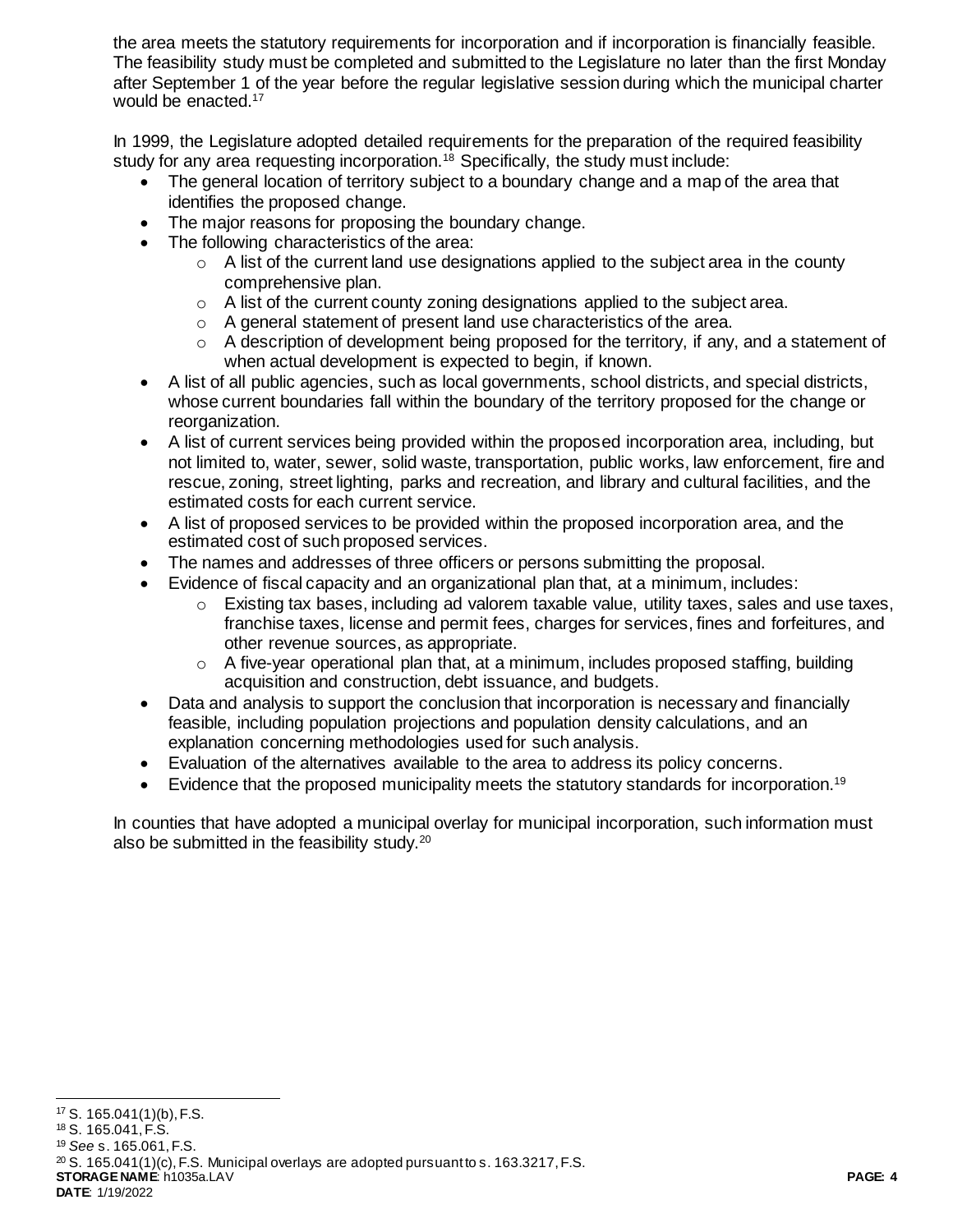the area meets the statutory requirements for incorporation and if incorporation is financially feasible. The feasibility study must be completed and submitted to the Legislature no later than the first Monday after September 1 of the year before the regular legislative session during which the municipal charter would be enacted.[17]

In 1999, the Legislature adopted detailed requirements for the preparation of the required feasibility study for any area requesting incorporation.[18] Specifically, the study must include:

- The general location of territory subject to a boundary change and a map of the area that identifies the proposed change.
- The major reasons for proposing the boundary change.
- The following characteristics of the area:
  - A list of the current land use designations applied to the subject area in the county comprehensive plan.
  - A list of the current county zoning designations applied to the subject area.
  - A general statement of present land use characteristics of the area.
  - A description of development being proposed for the territory, if any, and a statement of when actual development is expected to begin, if known.
- A list of all public agencies, such as local governments, school districts, and special districts, whose current boundaries fall within the boundary of the territory proposed for the change or reorganization.
- A list of current services being provided within the proposed incorporation area, including, but not limited to, water, sewer, solid waste, transportation, public works, law enforcement, fire and rescue, zoning, street lighting, parks and recreation, and library and cultural facilities, and the estimated costs for each current service.
- A list of proposed services to be provided within the proposed incorporation area, and the estimated cost of such proposed services.
- The names and addresses of three officers or persons submitting the proposal.
- Evidence of fiscal capacity and an organizational plan that, at a minimum, includes:
  - Existing tax bases, including ad valorem taxable value, utility taxes, sales and use taxes, franchise taxes, license and permit fees, charges for services, fines and forfeitures, and other revenue sources, as appropriate.
  - A five-year operational plan that, at a minimum, includes proposed staffing, building acquisition and construction, debt issuance, and budgets.
- Data and analysis to support the conclusion that incorporation is necessary and financially feasible, including population projections and population density calculations, and an explanation concerning methodologies used for such analysis.
- Evaluation of the alternatives available to the area to address its policy concerns.
- Evidence that the proposed municipality meets the statutory standards for incorporation.[19]

In counties that have adopted a municipal overlay for municipal incorporation, such information must also be submitted in the feasibility study.[20]

---

[17] S. 165.041(1)(b), F.S.

[18] S. 165.041, F.S.

[19] *See* s. 165.061, F.S.

[20] S. 165.041(1)(c), F.S. Municipal overlays are adopted pursuant to s. 163.3217, F.S.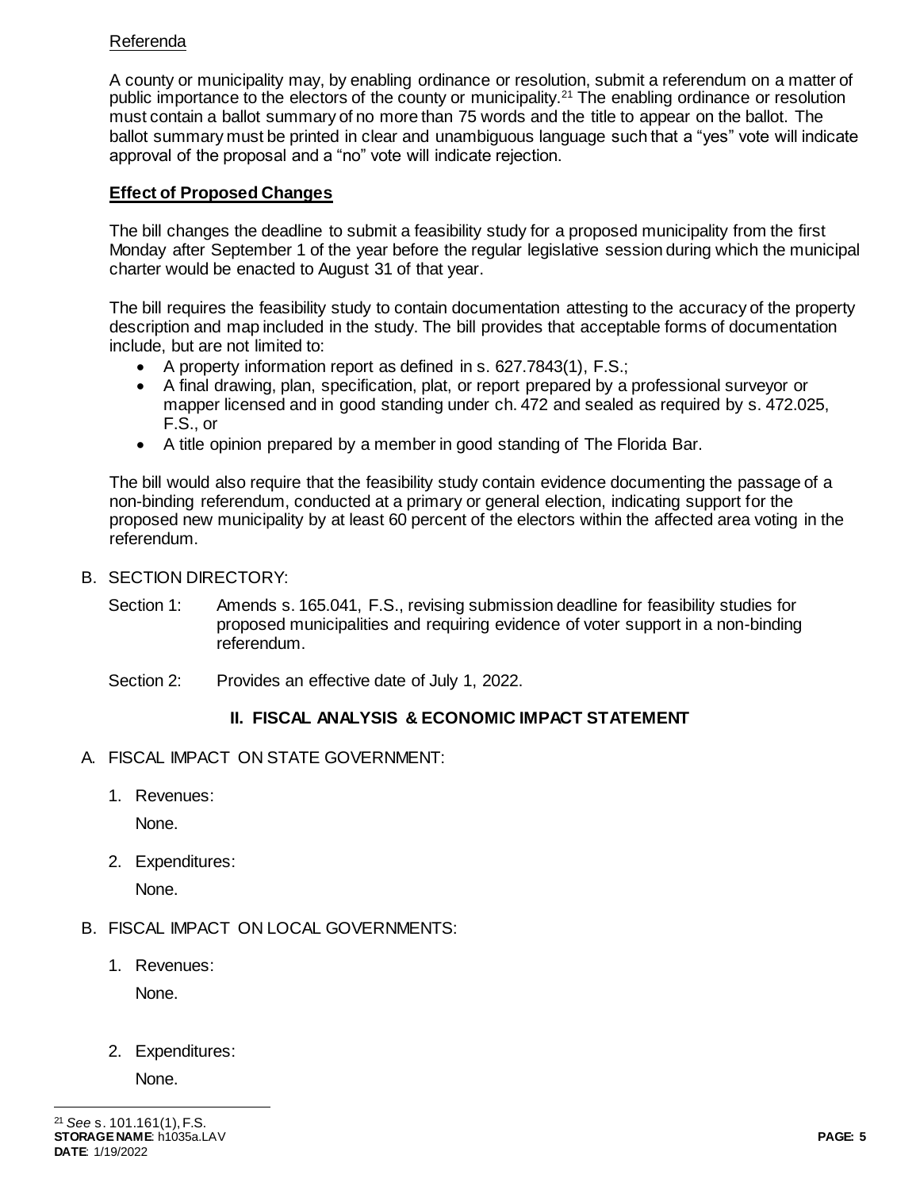Referenda

A county or municipality may, by enabling ordinance or resolution, submit a referendum on a matter of public importance to the electors of the county or municipality.[21] The enabling ordinance or resolution must contain a ballot summary of no more than 75 words and the title to appear on the ballot. The ballot summary must be printed in clear and unambiguous language such that a "yes" vote will indicate approval of the proposal and a "no" vote will indicate rejection.

**Effect of Proposed Changes**

The bill changes the deadline to submit a feasibility study for a proposed municipality from the first Monday after September 1 of the year before the regular legislative session during which the municipal charter would be enacted to August 31 of that year.

The bill requires the feasibility study to contain documentation attesting to the accuracy of the property description and map included in the study. The bill provides that acceptable forms of documentation include, but are not limited to:

- A property information report as defined in s. 627.7843(1), F.S.;
- A final drawing, plan, specification, plat, or report prepared by a professional surveyor or mapper licensed and in good standing under ch. 472 and sealed as required by s. 472.025, F.S., or
- A title opinion prepared by a member in good standing of The Florida Bar.

The bill would also require that the feasibility study contain evidence documenting the passage of a non-binding referendum, conducted at a primary or general election, indicating support for the proposed new municipality by at least 60 percent of the electors within the affected area voting in the referendum.

B. SECTION DIRECTORY:

Section 1: Amends s. 165.041, F.S., revising submission deadline for feasibility studies for proposed municipalities and requiring evidence of voter support in a non-binding referendum.

Section 2: Provides an effective date of July 1, 2022.

## II. FISCAL ANALYSIS & ECONOMIC IMPACT STATEMENT

A. FISCAL IMPACT ON STATE GOVERNMENT:

1. Revenues:

   None.

2. Expenditures:

   None.

B. FISCAL IMPACT ON LOCAL GOVERNMENTS:

1. Revenues:

   None.

2. Expenditures:

   None.

---

[21] *See* s. 101.161(1), F.S.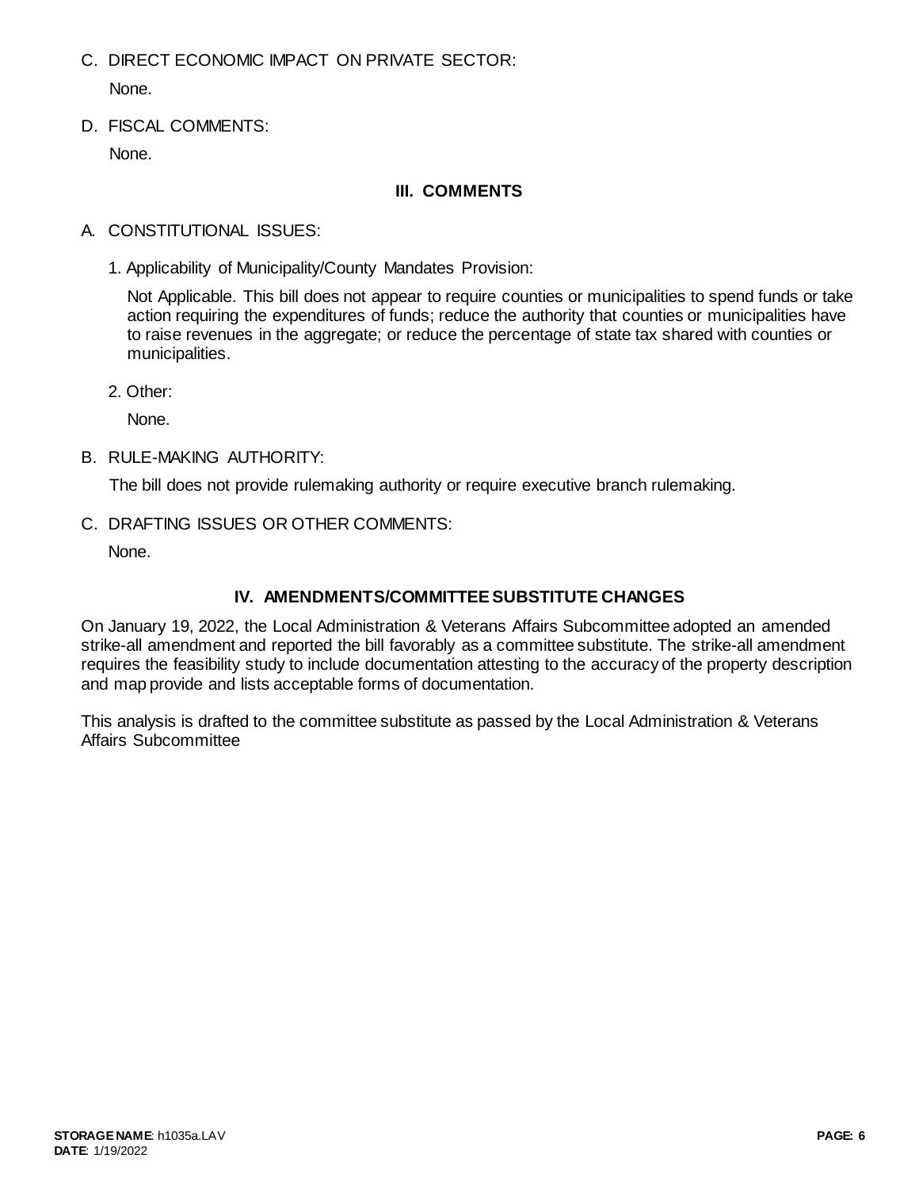C. DIRECT ECONOMIC IMPACT ON PRIVATE SECTOR:

None.

D. FISCAL COMMENTS:

None.

## III. COMMENTS

A. CONSTITUTIONAL ISSUES:

1. Applicability of Municipality/County Mandates Provision:

Not Applicable. This bill does not appear to require counties or municipalities to spend funds or take action requiring the expenditures of funds; reduce the authority that counties or municipalities have to raise revenues in the aggregate; or reduce the percentage of state tax shared with counties or municipalities.

2. Other:

None.

B. RULE-MAKING AUTHORITY:

The bill does not provide rulemaking authority or require executive branch rulemaking.

C. DRAFTING ISSUES OR OTHER COMMENTS:

None.

## IV. AMENDMENTS/COMMITTEE SUBSTITUTE CHANGES

On January 19, 2022, the Local Administration & Veterans Affairs Subcommittee adopted an amended strike-all amendment and reported the bill favorably as a committee substitute. The strike-all amendment requires the feasibility study to include documentation attesting to the accuracy of the property description and map provide and lists acceptable forms of documentation.

This analysis is drafted to the committee substitute as passed by the Local Administration & Veterans Affairs Subcommittee